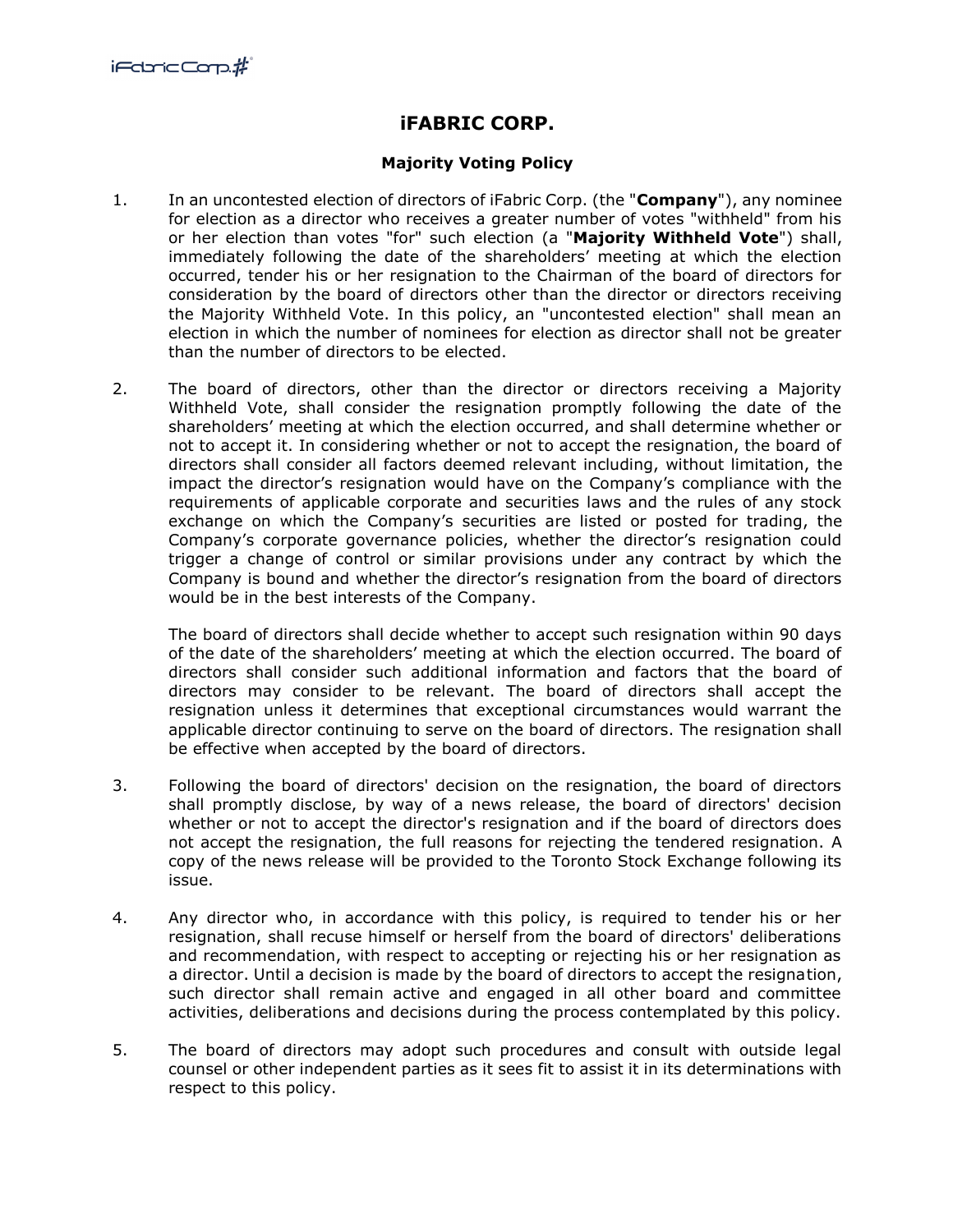# iFABRIC CORP.

## Majority Voting Policy

1. In an uncontested election of directors of iFabric Corp. (the "**Company**"), any nominee for election as a director who receives a greater number of votes "withheld" from his or her election than votes "for" such election (a "**Majority Withheld Vote**") shall, immediately following the date of the shareholders' meeting at which the election occurred, tender his or her resignation to the Chairman of the board of directors for consideration by the board of directors other than the director or directors receiving the Majority Withheld Vote. In this policy, an "uncontested election" shall mean an election in which the number of nominees for election as director shall not be greater than the number of directors to be elected.

2. The board of directors, other than the director or directors receiving a Majority Withheld Vote, shall consider the resignation promptly following the date of the shareholders' meeting at which the election occurred, and shall determine whether or not to accept it. In considering whether or not to accept the resignation, the board of directors shall consider all factors deemed relevant including, without limitation, the impact the director's resignation would have on the Company's compliance with the requirements of applicable corporate and securities laws and the rules of any stock exchange on which the Company's securities are listed or posted for trading, the Company's corporate governance policies, whether the director's resignation could trigger a change of control or similar provisions under any contract by which the Company is bound and whether the director's resignation from the board of directors would be in the best interests of the Company.

   The board of directors shall decide whether to accept such resignation within 90 days of the date of the shareholders' meeting at which the election occurred. The board of directors shall consider such additional information and factors that the board of directors may consider to be relevant. The board of directors shall accept the resignation unless it determines that exceptional circumstances would warrant the applicable director continuing to serve on the board of directors. The resignation shall be effective when accepted by the board of directors.

3. Following the board of directors' decision on the resignation, the board of directors shall promptly disclose, by way of a news release, the board of directors' decision whether or not to accept the director's resignation and if the board of directors does not accept the resignation, the full reasons for rejecting the tendered resignation. A copy of the news release will be provided to the Toronto Stock Exchange following its issue.

4. Any director who, in accordance with this policy, is required to tender his or her resignation, shall recuse himself or herself from the board of directors' deliberations and recommendation, with respect to accepting or rejecting his or her resignation as a director. Until a decision is made by the board of directors to accept the resignation, such director shall remain active and engaged in all other board and committee activities, deliberations and decisions during the process contemplated by this policy.

5. The board of directors may adopt such procedures and consult with outside legal counsel or other independent parties as it sees fit to assist it in its determinations with respect to this policy.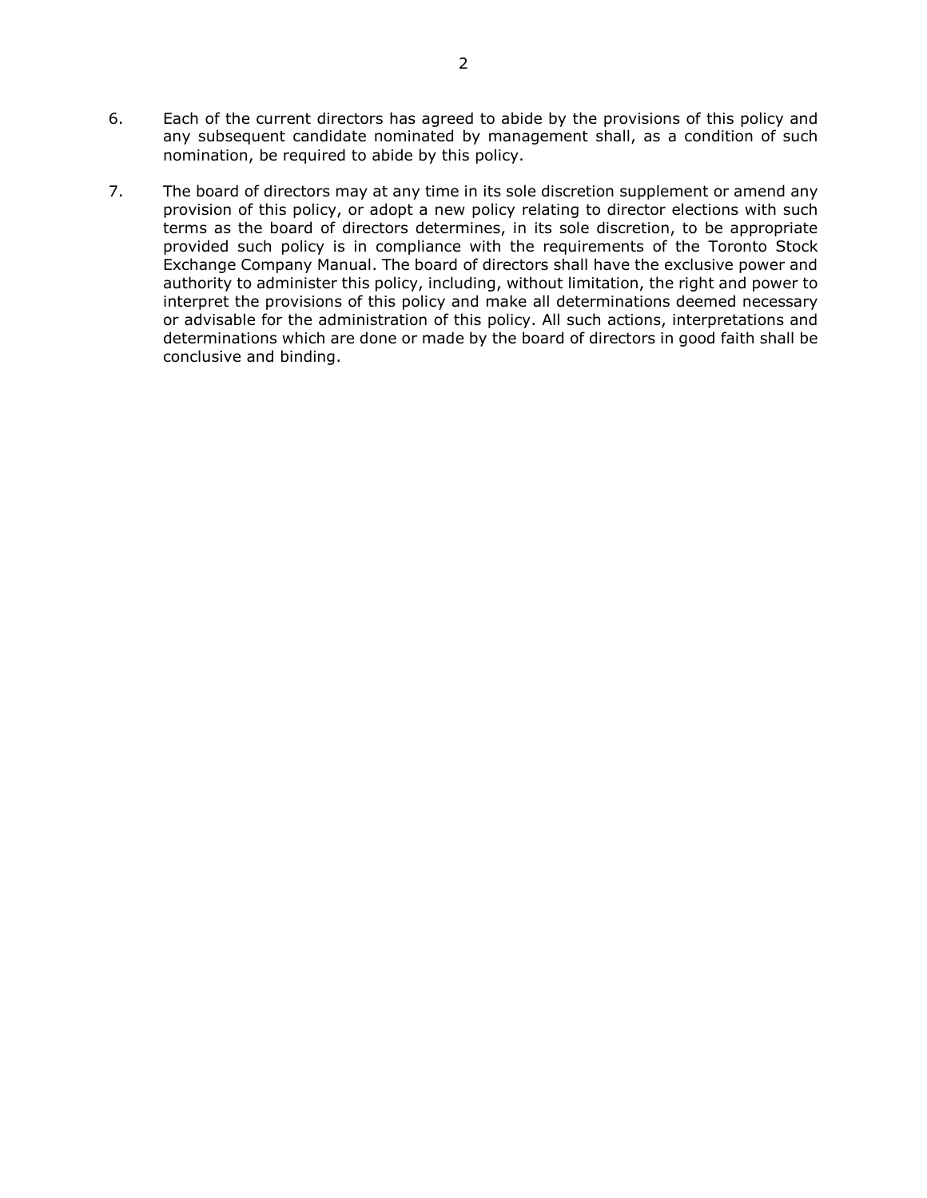6. Each of the current directors has agreed to abide by the provisions of this policy and any subsequent candidate nominated by management shall, as a condition of such nomination, be required to abide by this policy.

7. The board of directors may at any time in its sole discretion supplement or amend any provision of this policy, or adopt a new policy relating to director elections with such terms as the board of directors determines, in its sole discretion, to be appropriate provided such policy is in compliance with the requirements of the Toronto Stock Exchange Company Manual. The board of directors shall have the exclusive power and authority to administer this policy, including, without limitation, the right and power to interpret the provisions of this policy and make all determinations deemed necessary or advisable for the administration of this policy. All such actions, interpretations and determinations which are done or made by the board of directors in good faith shall be conclusive and binding.